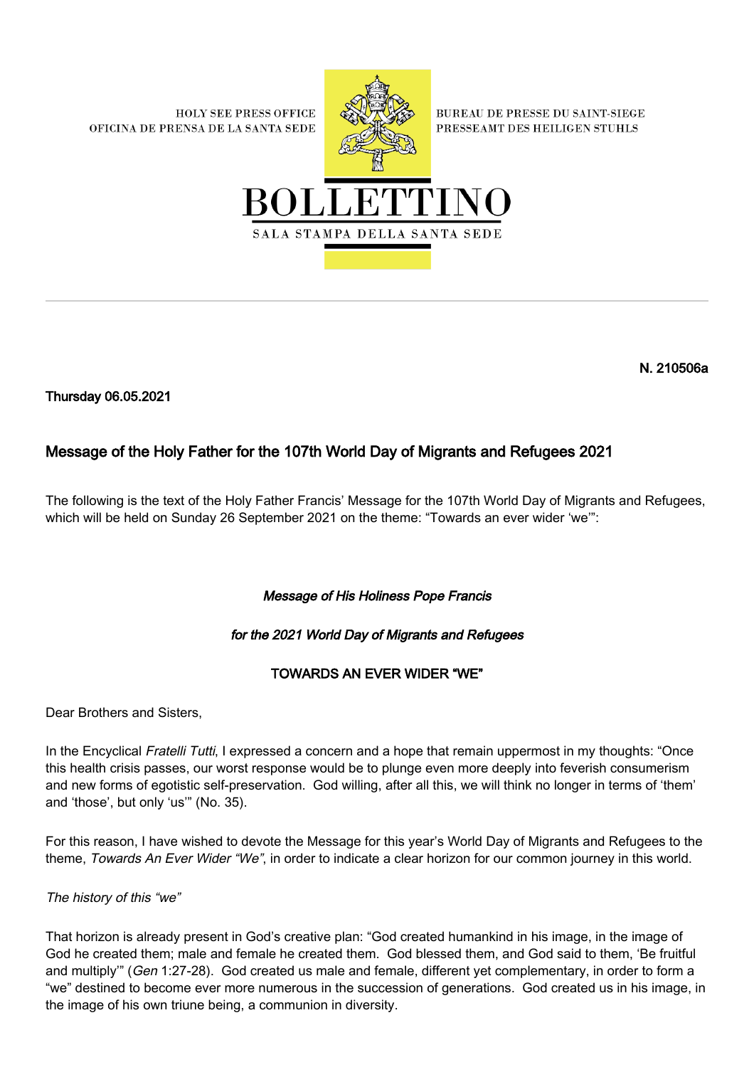HOLY SEE PRESS OFFICE
OFICINA DE PRENSA DE LA SANTA SEDE

BUREAU DE PRESSE DU SAINT-SIEGE
PRESSEAMT DES HEILIGEN STUHLS

# BOLLETTINO

SALA STAMPA DELLA SANTA SEDE

**N. 210506a**

**Thursday 06.05.2021**

## Message of the Holy Father for the 107th World Day of Migrants and Refugees 2021

The following is the text of the Holy Father Francis' Message for the 107th World Day of Migrants and Refugees, which will be held on Sunday 26 September 2021 on the theme: "Towards an ever wider 'we'":

***Message of His Holiness Pope Francis***

***for the 2021 World Day of Migrants and Refugees***

**TOWARDS AN EVER WIDER "WE"**

Dear Brothers and Sisters,

In the Encyclical *Fratelli Tutti*, I expressed a concern and a hope that remain uppermost in my thoughts: "Once this health crisis passes, our worst response would be to plunge even more deeply into feverish consumerism and new forms of egotistic self-preservation. God willing, after all this, we will think no longer in terms of 'them' and 'those', but only 'us'" (No. 35).

For this reason, I have wished to devote the Message for this year's World Day of Migrants and Refugees to the theme, *Towards An Ever Wider "We"*, in order to indicate a clear horizon for our common journey in this world.

*The history of this "we"*

That horizon is already present in God's creative plan: "God created humankind in his image, in the image of God he created them; male and female he created them. God blessed them, and God said to them, 'Be fruitful and multiply'" (*Gen* 1:27-28). God created us male and female, different yet complementary, in order to form a "we" destined to become ever more numerous in the succession of generations. God created us in his image, in the image of his own triune being, a communion in diversity.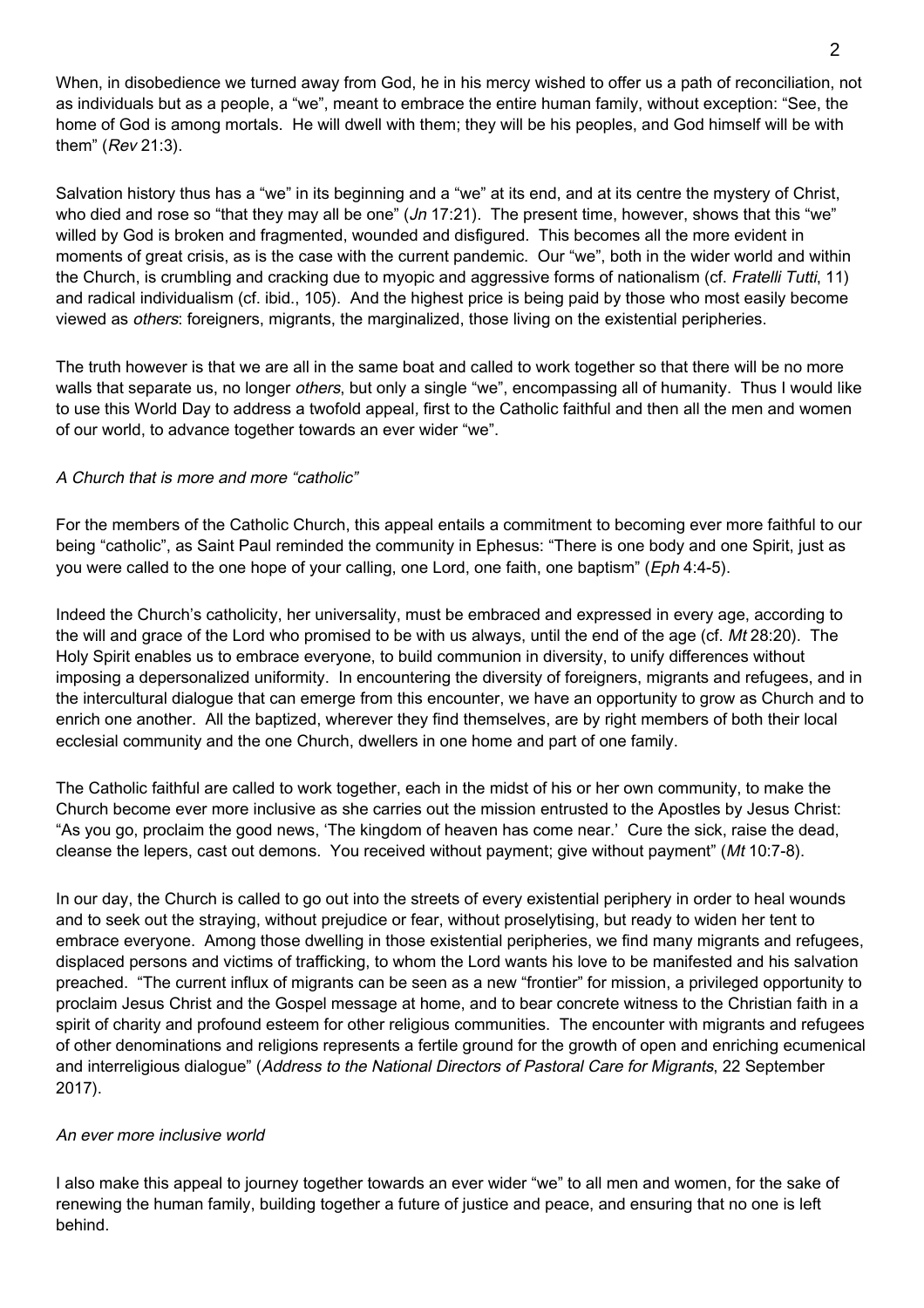When, in disobedience we turned away from God, he in his mercy wished to offer us a path of reconciliation, not as individuals but as a people, a "we", meant to embrace the entire human family, without exception: "See, the home of God is among mortals. He will dwell with them; they will be his peoples, and God himself will be with them" (*Rev* 21:3).

Salvation history thus has a "we" in its beginning and a "we" at its end, and at its centre the mystery of Christ, who died and rose so "that they may all be one" (*Jn* 17:21). The present time, however, shows that this "we" willed by God is broken and fragmented, wounded and disfigured. This becomes all the more evident in moments of great crisis, as is the case with the current pandemic. Our "we", both in the wider world and within the Church, is crumbling and cracking due to myopic and aggressive forms of nationalism (cf. *Fratelli Tutti*, 11) and radical individualism (cf. ibid., 105). And the highest price is being paid by those who most easily become viewed as *others*: foreigners, migrants, the marginalized, those living on the existential peripheries.

The truth however is that we are all in the same boat and called to work together so that there will be no more walls that separate us, no longer *others*, but only a single "we", encompassing all of humanity. Thus I would like to use this World Day to address a twofold appeal, first to the Catholic faithful and then all the men and women of our world, to advance together towards an ever wider "we".

*A Church that is more and more "catholic"*

For the members of the Catholic Church, this appeal entails a commitment to becoming ever more faithful to our being "catholic", as Saint Paul reminded the community in Ephesus: "There is one body and one Spirit, just as you were called to the one hope of your calling, one Lord, one faith, one baptism" (*Eph* 4:4-5).

Indeed the Church's catholicity, her universality, must be embraced and expressed in every age, according to the will and grace of the Lord who promised to be with us always, until the end of the age (cf. *Mt* 28:20). The Holy Spirit enables us to embrace everyone, to build communion in diversity, to unify differences without imposing a depersonalized uniformity. In encountering the diversity of foreigners, migrants and refugees, and in the intercultural dialogue that can emerge from this encounter, we have an opportunity to grow as Church and to enrich one another. All the baptized, wherever they find themselves, are by right members of both their local ecclesial community and the one Church, dwellers in one home and part of one family.

The Catholic faithful are called to work together, each in the midst of his or her own community, to make the Church become ever more inclusive as she carries out the mission entrusted to the Apostles by Jesus Christ: "As you go, proclaim the good news, 'The kingdom of heaven has come near.' Cure the sick, raise the dead, cleanse the lepers, cast out demons. You received without payment; give without payment" (*Mt* 10:7-8).

In our day, the Church is called to go out into the streets of every existential periphery in order to heal wounds and to seek out the straying, without prejudice or fear, without proselytising, but ready to widen her tent to embrace everyone. Among those dwelling in those existential peripheries, we find many migrants and refugees, displaced persons and victims of trafficking, to whom the Lord wants his love to be manifested and his salvation preached. "The current influx of migrants can be seen as a new "frontier" for mission, a privileged opportunity to proclaim Jesus Christ and the Gospel message at home, and to bear concrete witness to the Christian faith in a spirit of charity and profound esteem for other religious communities. The encounter with migrants and refugees of other denominations and religions represents a fertile ground for the growth of open and enriching ecumenical and interreligious dialogue" (*Address to the National Directors of Pastoral Care for Migrants*, 22 September 2017).

*An ever more inclusive world*

I also make this appeal to journey together towards an ever wider "we" to all men and women, for the sake of renewing the human family, building together a future of justice and peace, and ensuring that no one is left behind.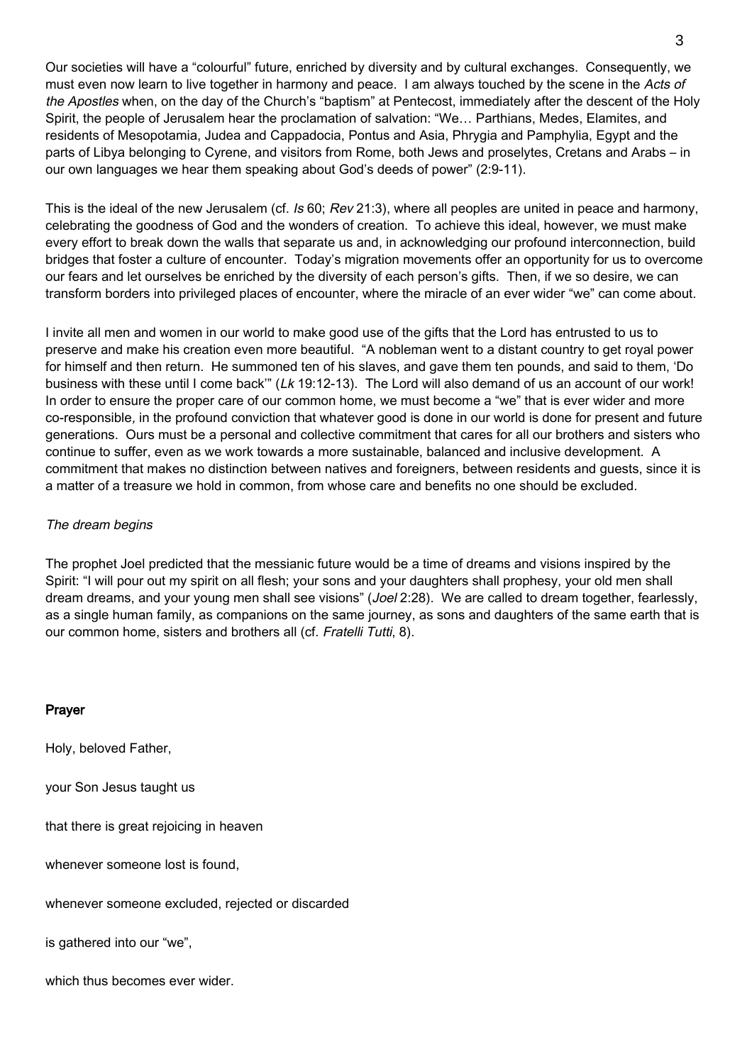Our societies will have a "colourful" future, enriched by diversity and by cultural exchanges. Consequently, we must even now learn to live together in harmony and peace. I am always touched by the scene in the *Acts of the Apostles* when, on the day of the Church's "baptism" at Pentecost, immediately after the descent of the Holy Spirit, the people of Jerusalem hear the proclamation of salvation: "We… Parthians, Medes, Elamites, and residents of Mesopotamia, Judea and Cappadocia, Pontus and Asia, Phrygia and Pamphylia, Egypt and the parts of Libya belonging to Cyrene, and visitors from Rome, both Jews and proselytes, Cretans and Arabs – in our own languages we hear them speaking about God's deeds of power" (2:9-11).

This is the ideal of the new Jerusalem (cf. *Is* 60; *Rev* 21:3), where all peoples are united in peace and harmony, celebrating the goodness of God and the wonders of creation. To achieve this ideal, however, we must make every effort to break down the walls that separate us and, in acknowledging our profound interconnection, build bridges that foster a culture of encounter. Today's migration movements offer an opportunity for us to overcome our fears and let ourselves be enriched by the diversity of each person's gifts. Then, if we so desire, we can transform borders into privileged places of encounter, where the miracle of an ever wider "we" can come about.

I invite all men and women in our world to make good use of the gifts that the Lord has entrusted to us to preserve and make his creation even more beautiful. "A nobleman went to a distant country to get royal power for himself and then return. He summoned ten of his slaves, and gave them ten pounds, and said to them, 'Do business with these until I come back'" (*Lk* 19:12-13). The Lord will also demand of us an account of our work! In order to ensure the proper care of our common home, we must become a "we" that is ever wider and more co-responsible, in the profound conviction that whatever good is done in our world is done for present and future generations. Ours must be a personal and collective commitment that cares for all our brothers and sisters who continue to suffer, even as we work towards a more sustainable, balanced and inclusive development. A commitment that makes no distinction between natives and foreigners, between residents and guests, since it is a matter of a treasure we hold in common, from whose care and benefits no one should be excluded.

*The dream begins*

The prophet Joel predicted that the messianic future would be a time of dreams and visions inspired by the Spirit: "I will pour out my spirit on all flesh; your sons and your daughters shall prophesy, your old men shall dream dreams, and your young men shall see visions" (*Joel* 2:28). We are called to dream together, fearlessly, as a single human family, as companions on the same journey, as sons and daughters of the same earth that is our common home, sisters and brothers all (cf. *Fratelli Tutti*, 8).

**Prayer**

Holy, beloved Father,

your Son Jesus taught us

that there is great rejoicing in heaven

whenever someone lost is found,

whenever someone excluded, rejected or discarded

is gathered into our "we",

which thus becomes ever wider.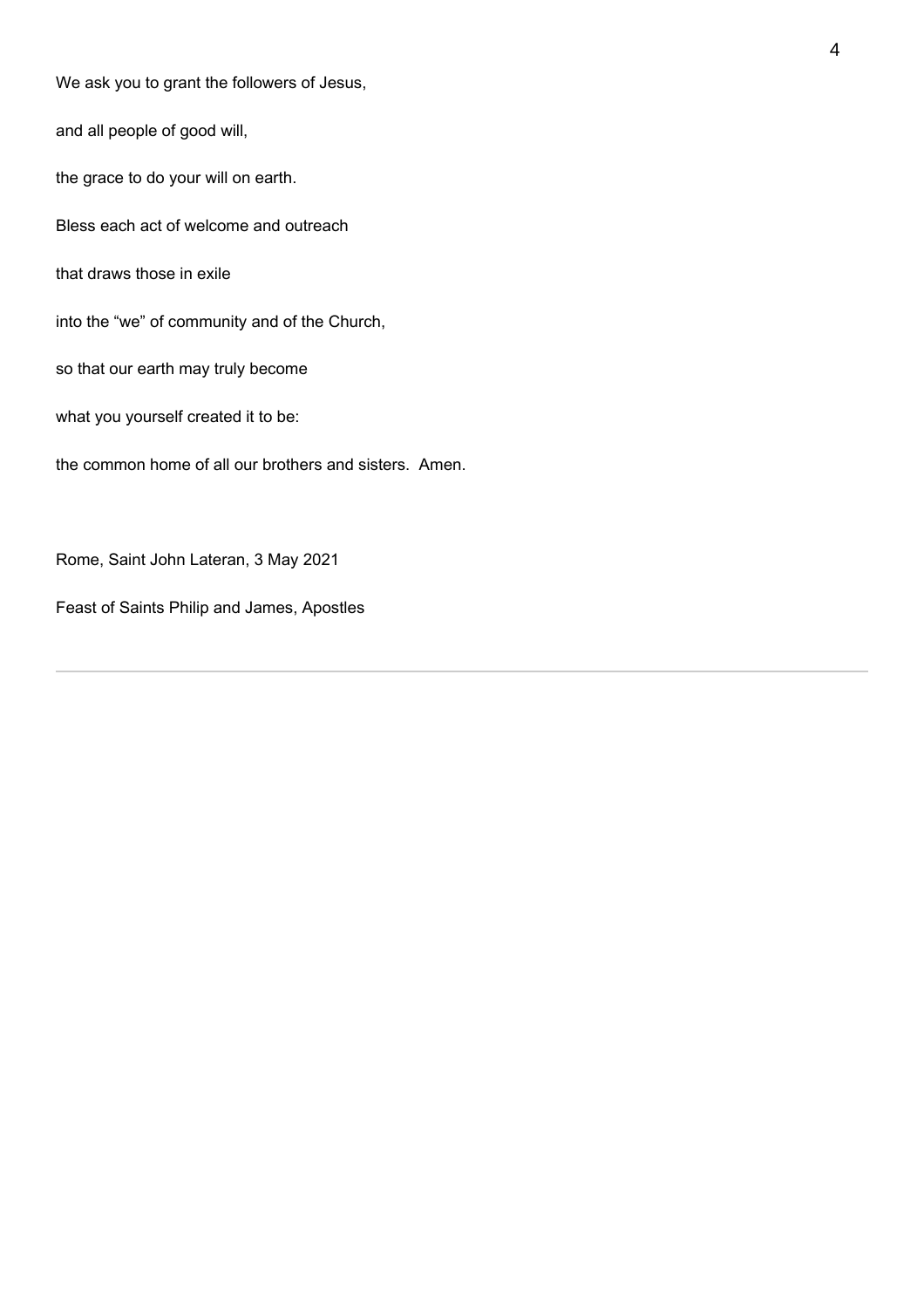We ask you to grant the followers of Jesus,

and all people of good will,

the grace to do your will on earth.

Bless each act of welcome and outreach

that draws those in exile

into the "we" of community and of the Church,

so that our earth may truly become

what you yourself created it to be:

the common home of all our brothers and sisters. Amen.

Rome, Saint John Lateran, 3 May 2021

Feast of Saints Philip and James, Apostles

---